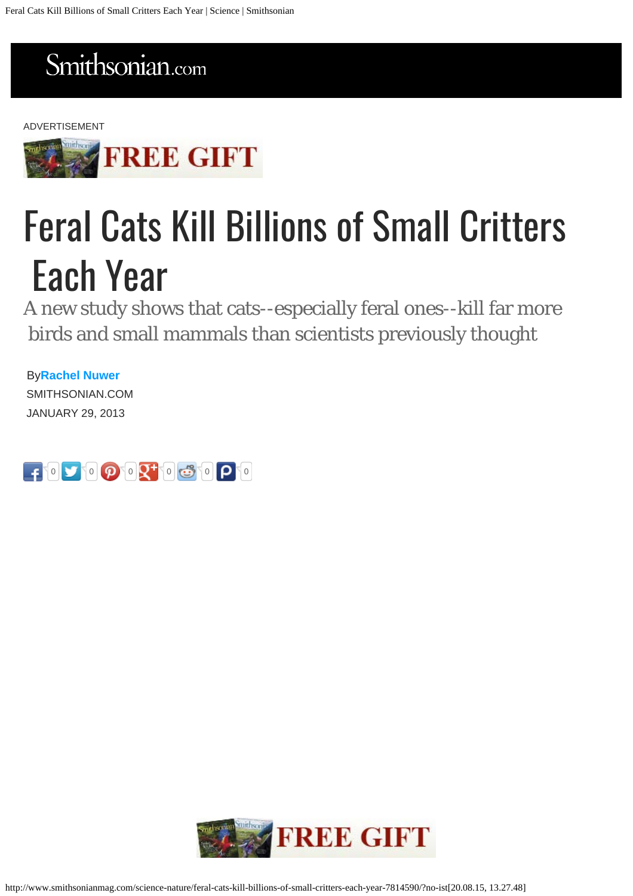ADVERTISEMENT

# Feral Cats Kill Billions of Small Critters Each Year

A new study shows that cats--especially feral ones--kill far more birds and small mammals than scientists previously thought

By **Rachel Nuwer**

SMITHSONIAN.COM

JANUARY 29, 2013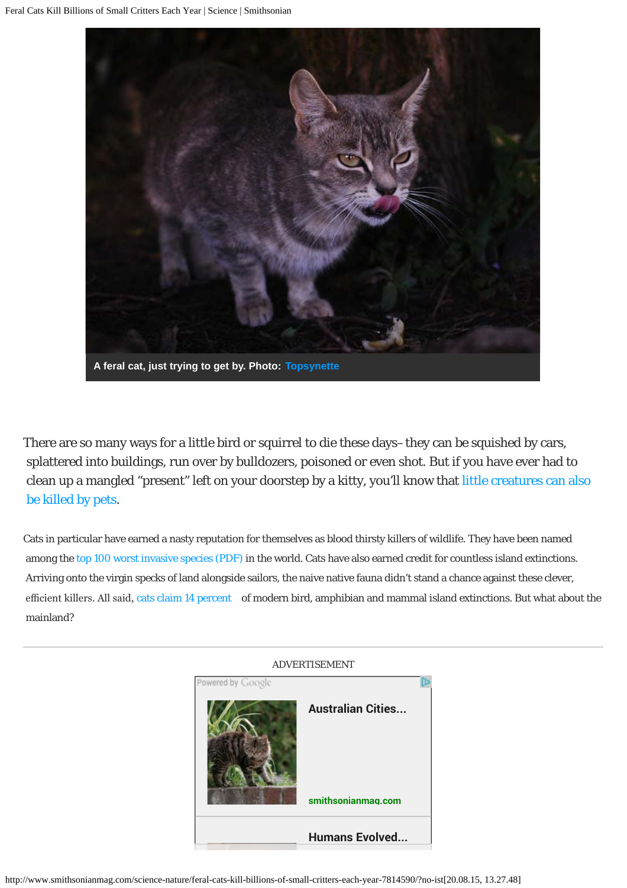A feral cat, just trying to get by. Photo: Topsynette

There are so many ways for a little bird or squirrel to die these days– they can be squished by cars, splattered into buildings, run over by bulldozers, poisoned or even shot. But if you have ever had to clean up a mangled "present" left on your doorstep by a kitty, you'll know that little creatures can also be killed by pets.

Cats in particular have earned a nasty reputation for themselves as blood thirsty killers of wildlife. They have been named among the top 100 worst invasive species (PDF) in the world. Cats have also earned credit for countless island extinctions. Arriving onto the virgin specks of land alongside sailors, the naive native fauna didn't stand a chance against these clever, efficient killers. All said, cats claim 14 percent of modern bird, amphibian and mammal island extinctions. But what about the mainland?

ADVERTISEMENT

Powered by Google

Australian Cities...

smithsonianmag.com

Humans Evolved...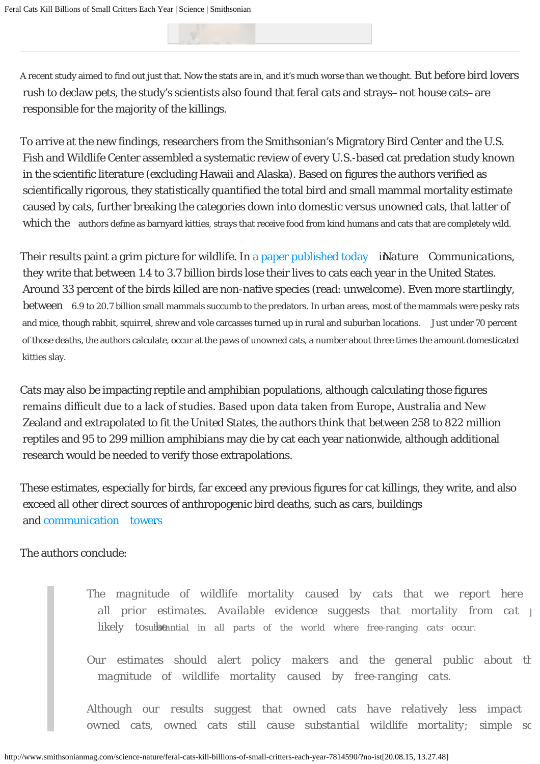A recent study aimed to find out just that. Now the stats are in, and it's much worse than we thought. But before bird lovers rush to declaw pets, the study's scientists also found that feral cats and strays–not house cats–are responsible for the majority of the killings.

To arrive at the new findings, researchers from the Smithsonian's Migratory Bird Center and the U.S. Fish and Wildlife Center assembled a systematic review of every U.S.-based cat predation study known in the scientific literature (excluding Hawaii and Alaska). Based on figures the authors verified as scientifically rigorous, they statistically quantified the total bird and small mammal mortality estimate caused by cats, further breaking the categories down into domestic versus unowned cats, that latter of which the authors define as barnyard kitties, strays that receive food from kind humans and cats that are completely wild.

Their results paint a grim picture for wildlife. In a paper published today in *Nature Communications*, they write that between 1.4 to 3.7 billion birds lose their lives to cats each year in the United States. Around 33 percent of the birds killed are non-native species (read: unwelcome). Even more startlingly, between 6.9 to 20.7 billion small mammals succumb to the predators. In urban areas, most of the mammals were pesky rats and mice, though rabbit, squirrel, shrew and vole carcasses turned up in rural and suburban locations. Just under 70 percent of those deaths, the authors calculate, occur at the paws of unowned cats, a number about three times the amount domesticated kitties slay.

Cats may also be impacting reptile and amphibian populations, although calculating those figures remains difficult due to a lack of studies. Based upon data taken from Europe, Australia and New Zealand and extrapolated to fit the United States, the authors think that between 258 to 822 million reptiles and 95 to 299 million amphibians may die by cat each year nationwide, although additional research would be needed to verify those extrapolations.

These estimates, especially for birds, far exceed any previous figures for cat killings, they write, and also exceed all other direct sources of anthropogenic bird deaths, such as cars, buildings and communication towers.

The authors conclude:

> The magnitude of wildlife mortality caused by cats that we report here all prior estimates. Available evidence suggests that mortality from cat likely to be substantial in all parts of the world where free-ranging cats occur.
>
> Our estimates should alert policy makers and the general public about th magnitude of wildlife mortality caused by free-ranging cats.
>
> Although our results suggest that owned cats have relatively less impact owned cats, owned cats still cause substantial wildlife mortality; simple so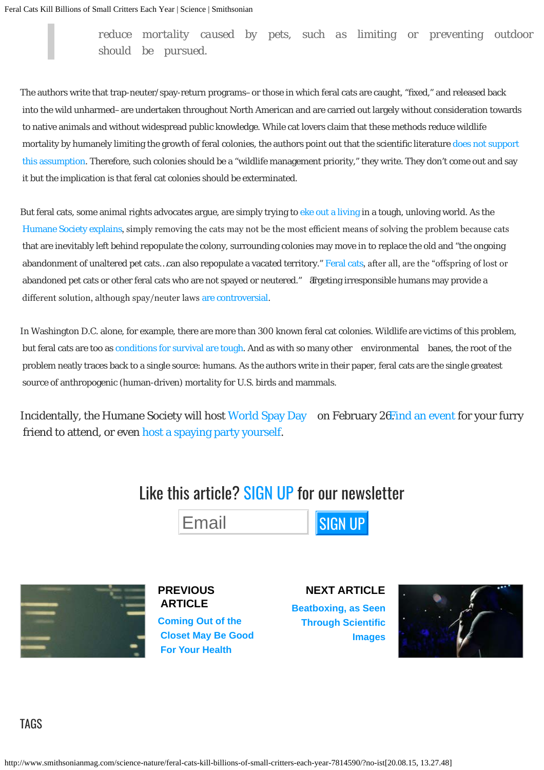> reduce mortality caused by pets, such as limiting or preventing outdoor should be pursued.

The authors write that trap-neuter/spay-return programs–or those in which feral cats are caught, "fixed," and released back into the wild unharmed–are undertaken throughout North American and are carried out largely without consideration towards to native animals and without widespread public knowledge. While cat lovers claim that these methods reduce wildlife mortality by humanely limiting the growth of feral colonies, the authors point out that the scientific literature does not support this assumption. Therefore, such colonies should be a "wildlife management priority," they write. They don't come out and say it but the implication is that feral cat colonies should be exterminated.

But feral cats, some animal rights advocates argue, are simply trying to eke out a living in a tough, unloving world. As the Humane Society explains, simply removing the cats may not be the most efficient means of solving the problem because cats that are inevitably left behind repopulate the colony, surrounding colonies may move in to replace the old and "the ongoing abandonment of unaltered pet cats…can also repopulate a vacated territory." Feral cats, after all, are the "offspring of lost or abandoned pet cats or other feral cats who are not spayed or neutered." Targeting irresponsible humans may provide a different solution, although spay/neuter laws are controversial.

In Washington D.C. alone, for example, there are more than 300 known feral cat colonies. Wildlife are victims of this problem, but feral cats are too as conditions for survival are tough. And as with so many other environmental banes, the root of the problem neatly traces back to a single source: humans. As the authors write in their paper, feral cats are the single greatest source of anthropogenic (human-driven) mortality for U.S. birds and mammals.

Incidentally, the Humane Society will host World Spay Day on February 26. Find an event for your furry friend to attend, or even host a spaying party yourself.

## Like this article? SIGN UP for our newsletter

Email SIGN UP

**PREVIOUS ARTICLE**
**Coming Out of the Closet May Be Good For Your Health**

**NEXT ARTICLE**
**Beatboxing, as Seen Through Scientific Images**

## TAGS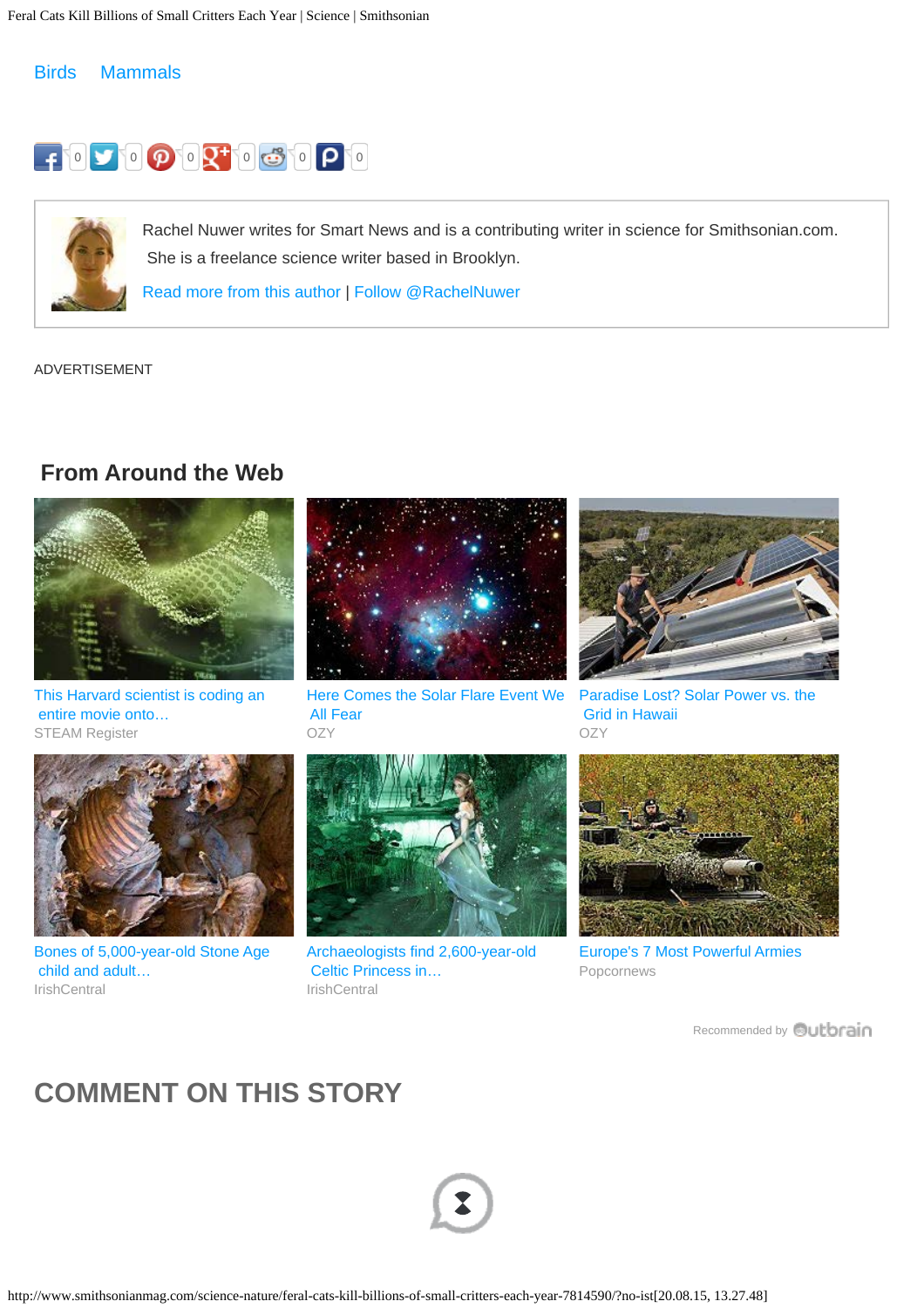Birds Mammals

0 0 0 0 0 0

Rachel Nuwer writes for Smart News and is a contributing writer in science for Smithsonian.com. She is a freelance science writer based in Brooklyn.

Read more from this author | Follow @RachelNuwer

ADVERTISEMENT

## From Around the Web

This Harvard scientist is coding an entire movie onto…
STEAM Register

Here Comes the Solar Flare Event We All Fear
OZY

Paradise Lost? Solar Power vs. the Grid in Hawaii
OZY

Bones of 5,000-year-old Stone Age child and adult…
IrishCentral

Archaeologists find 2,600-year-old Celtic Princess in…
IrishCentral

Europe's 7 Most Powerful Armies
Popcornews

Recommended by Outbrain

## COMMENT ON THIS STORY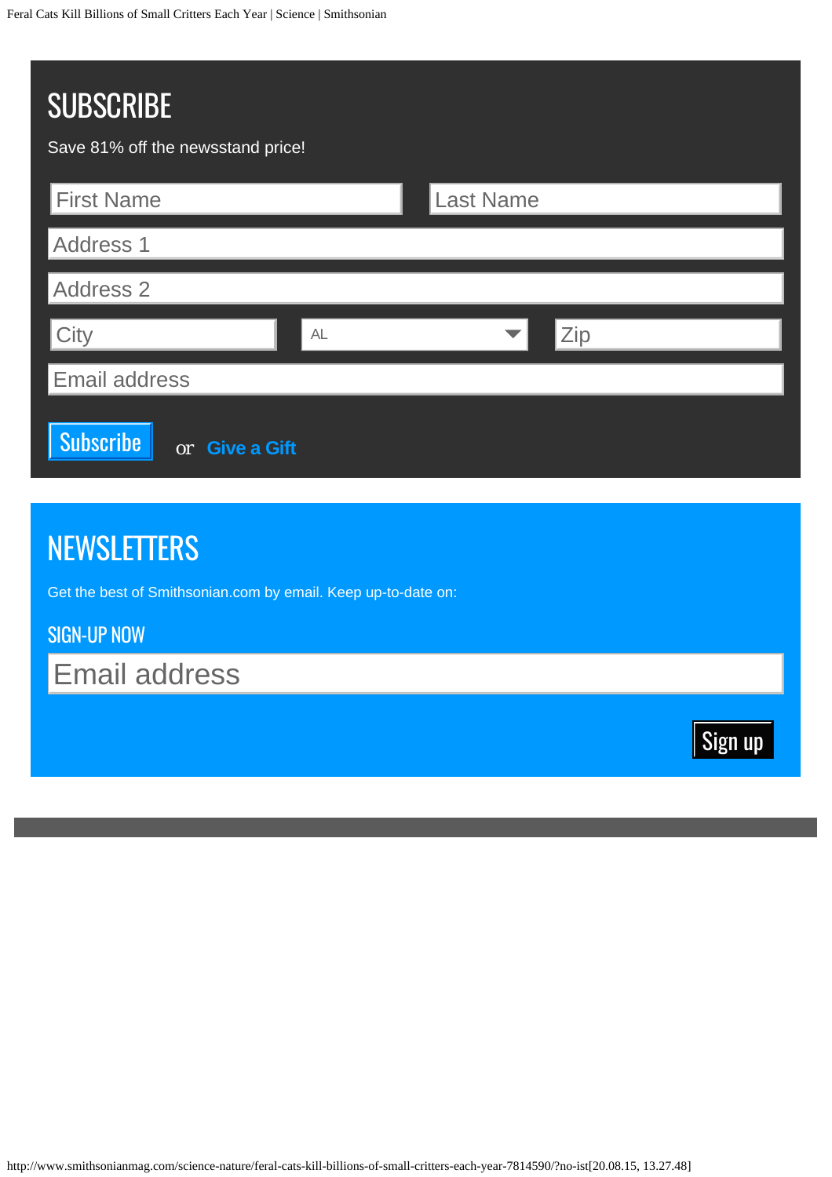## SUBSCRIBE

Save 81% off the newsstand price!

First Name

Last Name

Address 1

Address 2

City

AL

Zip

Email address

Subscribe or **Give a Gift**

## NEWSLETTERS

Get the best of Smithsonian.com by email. Keep up-to-date on:

### SIGN-UP NOW

Email address

Sign up